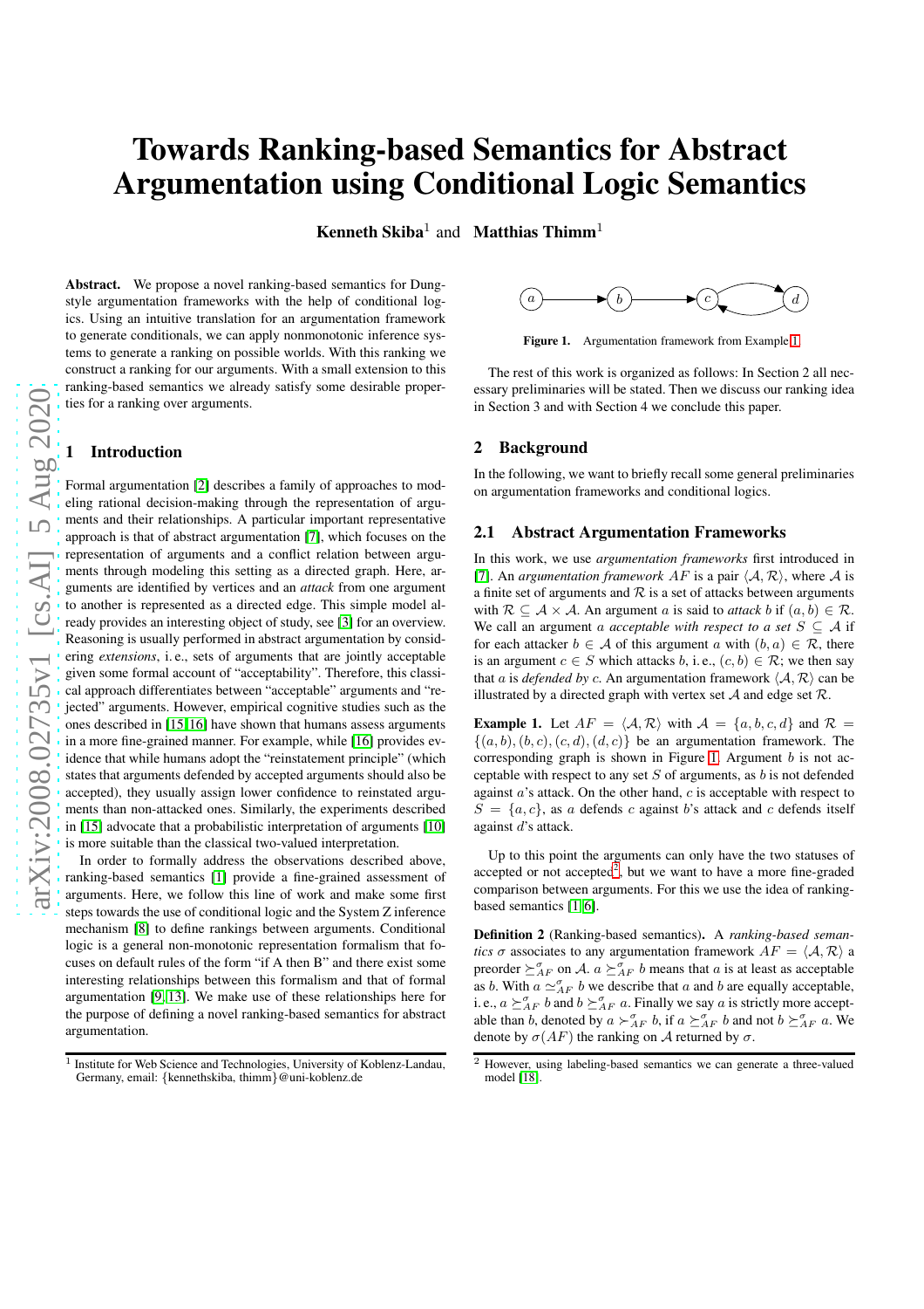# Towards Ranking-based Semantics for Abstract Argumentation using Conditional Logic Semantics

**Kenneth Skiba**[1] and **Matthias Thimm**[1]

**Abstract.** We propose a novel ranking-based semantics for Dung-style argumentation frameworks with the help of conditional logics. Using an intuitive translation for an argumentation framework to generate conditionals, we can apply nonmonotonic inference systems to generate a ranking on possible worlds. With this ranking we construct a ranking for our arguments. With a small extension to this ranking-based semantics we already satisfy some desirable properties for a ranking over arguments.

## 1 Introduction

Formal argumentation [2] describes a family of approaches to modeling rational decision-making through the representation of arguments and their relationships. A particular important representative approach is that of abstract argumentation [7], which focuses on the representation of arguments and a conflict relation between arguments through modeling this setting as a directed graph. Here, arguments are identified by vertices and an *attack* from one argument to another is represented as a directed edge. This simple model already provides an interesting object of study, see [3] for an overview. Reasoning is usually performed in abstract argumentation by considering *extensions*, i. e., sets of arguments that are jointly acceptable given some formal account of "acceptability". Therefore, this classical approach differentiates between "acceptable" arguments and "rejected" arguments. However, empirical cognitive studies such as the ones described in [15,16] have shown that humans assess arguments in a more fine-grained manner. For example, while [16] provides evidence that while humans adopt the "reinstatement principle" (which states that arguments defended by accepted arguments should also be accepted), they usually assign lower confidence to reinstated arguments than non-attacked ones. Similarly, the experiments described in [15] advocate that a probabilistic interpretation of arguments [10] is more suitable than the classical two-valued interpretation.

In order to formally address the observations described above, ranking-based semantics [1] provide a fine-grained assessment of arguments. Here, we follow this line of work and make some first steps towards the use of conditional logic and the System Z inference mechanism [8] to define rankings between arguments. Conditional logic is a general non-monotonic representation formalism that focuses on default rules of the form "if A then B" and there exist some interesting relationships between this formalism and that of formal argumentation [9,13]. We make use of these relationships here for the purpose of defining a novel ranking-based semantics for abstract argumentation.

Figure 1. Argumentation framework from Example 1

The rest of this work is organized as follows: In Section 2 all necessary preliminaries will be stated. Then we discuss our ranking idea in Section 3 and with Section 4 we conclude this paper.

## 2 Background

In the following, we want to briefly recall some general preliminaries on argumentation frameworks and conditional logics.

### 2.1 Abstract Argumentation Frameworks

In this work, we use *argumentation frameworks* first introduced in [7]. An *argumentation framework* $AF$ is a pair $\langle \mathcal{A}, \mathcal{R} \rangle$, where $\mathcal{A}$ is a finite set of arguments and $\mathcal{R}$ is a set of attacks between arguments with $\mathcal{R} \subseteq \mathcal{A} \times \mathcal{A}$. An argument $a$ is said to *attack* $b$ if $(a, b) \in \mathcal{R}$. We call an argument $a$ *acceptable with respect to a set* $S \subseteq \mathcal{A}$ if for each attacker $b \in \mathcal{A}$ of this argument $a$ with $(b, a) \in \mathcal{R}$, there is an argument $c \in S$ which attacks $b$, i. e., $(c, b) \in \mathcal{R}$; we then say that $a$ is *defended by* $c$. An argumentation framework $\langle \mathcal{A}, \mathcal{R} \rangle$ can be illustrated by a directed graph with vertex set $\mathcal{A}$ and edge set $\mathcal{R}$.

**Example 1.** Let $AF = \langle \mathcal{A}, \mathcal{R} \rangle$ with $\mathcal{A} = \{a, b, c, d\}$ and $\mathcal{R} = \{(a, b), (b, c), (c, d), (d, c)\}$ be an argumentation framework. The corresponding graph is shown in Figure 1. Argument $b$ is not acceptable with respect to any set $S$ of arguments, as $b$ is not defended against $a$'s attack. On the other hand, $c$ is acceptable with respect to $S = \{a, c\}$, as $a$ defends $c$ against $b$'s attack and $c$ defends itself against $d$'s attack.

Up to this point the arguments can only have the two statuses of accepted or not accepted[2], but we want to have a more fine-graded comparison between arguments. For this we use the idea of ranking-based semantics [1,6].

**Definition 2** (Ranking-based semantics). A *ranking-based semantics* $\sigma$ associates to any argumentation framework $AF = \langle \mathcal{A}, \mathcal{R} \rangle$ a preorder $\succeq^{\sigma}_{AF}$ on $\mathcal{A}$. $a \succeq^{\sigma}_{AF} b$ means that $a$ is at least as acceptable as $b$. With $a \simeq^{\sigma}_{AF} b$ we describe that $a$ and $b$ are equally acceptable, i. e., $a \succeq^{\sigma}_{AF} b$ and $b \succeq^{\sigma}_{AF} a$. Finally we say $a$ is strictly more acceptable than $b$, denoted by $a \succ^{\sigma}_{AF} b$, if $a \succeq^{\sigma}_{AF} b$ and not $b \succeq^{\sigma}_{AF} a$. We denote by $\sigma(AF)$ the ranking on $\mathcal{A}$ returned by $\sigma$.

[1] Institute for Web Science and Technologies, University of Koblenz-Landau, Germany, email: {kennethskiba, thimm}@uni-koblenz.de

[2] However, using labeling-based semantics we can generate a three-valued model [18].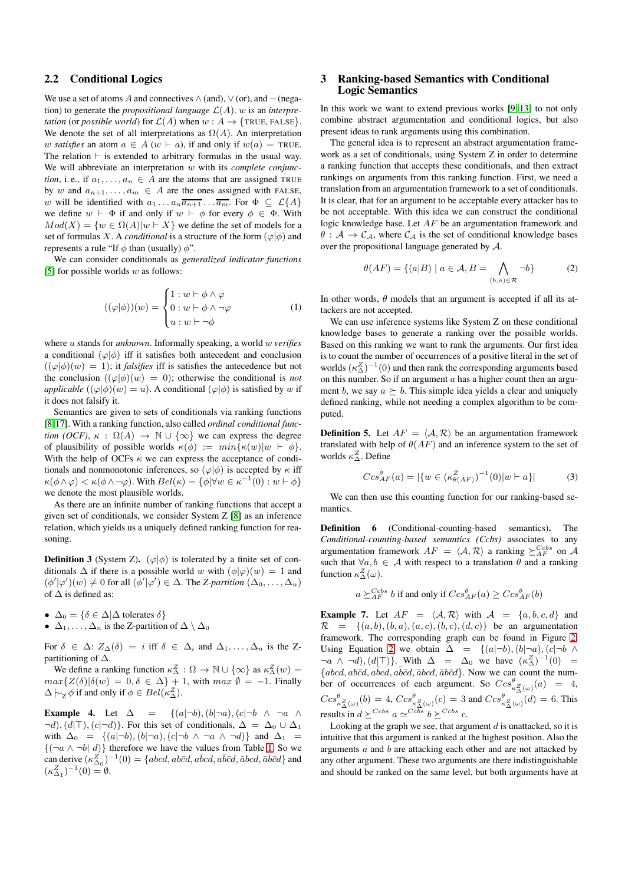## 2.2 Conditional Logics

We use a set of atoms $A$ and connectives $\wedge$ (and), $\vee$ (or), and $\neg$ (negation) to generate the *propositional language* $\mathcal{L}(A)$. $w$ is an *interpretation* (or *possible world*) for $\mathcal{L}(A)$ when $w : A \rightarrow \{\text{TRUE}, \text{FALSE}\}$. We denote the set of all interpretations as $\Omega(A)$. An interpretation $w$ *satisfies* an atom $a \in A$ ($w \vdash a$), if and only if $w(a) = \text{TRUE}$. The relation $\vdash$ is extended to arbitrary formulas in the usual way. We will abbreviate an interpretation $w$ with its *complete conjunction*, i. e., if $a_1, \ldots, a_n \in A$ are the atoms that are assigned TRUE by $w$ and $a_{n+1}, \ldots, a_m \in A$ are the ones assigned with FALSE, $w$ will be identified with $a_1 \ldots a_n \overline{a_{n+1}} \ldots \overline{a_m}$. For $\Phi \subseteq \mathcal{L}\{A\}$ we define $w \vdash \Phi$ if and only if $w \vdash \phi$ for every $\phi \in \Phi$. With $Mod(X) = \{w \in \Omega(A) | w \vdash X\}$ we define the set of models for a set of formulas $X$. A *conditional* is a structure of the form $(\varphi|\phi)$ and represents a rule "If $\phi$ than (usually) $\phi$".

We can consider conditionals as *generalized indicator functions* [5] for possible worlds $w$ as follows:

$$((\varphi|\phi))(w) = \begin{cases} 1 : w \vdash \phi \wedge \varphi \\ 0 : w \vdash \phi \wedge \neg\varphi \\ u : w \vdash \neg\phi \end{cases} \tag{1}$$

where $u$ stands for *unknown*. Informally speaking, a world $w$ *verifies* a conditional $(\varphi|\phi)$ iff it satisfies both antecedent and conclusion ($(\varphi|\phi)(w) = 1$); it *falsifies* iff is satisfies the antecedence but not the conclusion ($(\varphi|\phi)(w) = 0$); otherwise the conditional is *not applicable* ($(\varphi|\phi)(w) = u$). A conditional $(\varphi|\phi)$ is satisfied by $w$ if it does not falsify it.

Semantics are given to sets of conditionals via ranking functions [8,17]. With a ranking function, also called *ordinal conditional function (OCF)*, $\kappa : \Omega(A) \rightarrow \mathbb{N} \cup \{\infty\}$ we can express the degree of plausibility of possible worlds $\kappa(\phi) := min\{\kappa(w) | w \vdash \phi\}$. With the help of OCFs $\kappa$ we can express the acceptance of conditionals and nonmonotonic inferences, so $(\varphi|\phi)$ is accepted by $\kappa$ iff $\kappa(\phi \wedge \varphi) < \kappa(\phi \wedge \neg\varphi)$. With $Bel(\kappa) = \{\phi | \forall w \in \kappa^{-1}(0) : w \vdash \phi\}$ we denote the most plausible worlds.

As there are an infinite number of ranking functions that accept a given set of conditionals, we consider System Z [8] as an inference relation, which yields us a uniquely defined ranking function for reasoning.

**Definition 3** (System Z)**.** $(\varphi|\phi)$ is tolerated by a finite set of conditionals $\Delta$ if there is a possible world $w$ with $(\phi|\varphi)(w) = 1$ and $(\phi'|\varphi')(w) \neq 0$ for all $(\phi'|\varphi') \in \Delta$. The *Z-partition* $(\Delta_0, \ldots, \Delta_n)$ of $\Delta$ is defined as:

- $\Delta_0 = \{\delta \in \Delta | \Delta \text{ tolerates } \delta\}$
- $\Delta_1, \ldots, \Delta_n$ is the Z-partition of $\Delta \setminus \Delta_0$

For $\delta \in \Delta$: $Z_\Delta(\delta) = i$ iff $\delta \in \Delta_i$ and $\Delta_1, \ldots, \Delta_n$ is the Z-partitioning of $\Delta$.

We define a ranking function $\kappa^Z_\Delta : \Omega \rightarrow \mathbb{N} \cup \{\infty\}$ as $\kappa^Z_\Delta(w) = max\{Z(\delta) | \delta(w) = 0, \delta \in \Delta\} + 1$, with $max\ \emptyset = -1$. Finally $\Delta \mid\!\sim_Z \phi$ if and only if $\phi \in Bel(\kappa^Z_\Delta)$.

**Example 4.** Let $\Delta = \{(a|\neg b), (b|\neg a), (c|\neg b \wedge \neg a \wedge \neg d), (d|\top), (c|\neg d)\}$. For this set of conditionals, $\Delta = \Delta_0 \cup \Delta_1$ with $\Delta_0 = \{(a|\neg b), (b|\neg a), (c|\neg b \wedge \neg a \wedge \neg d)\}$ and $\Delta_1 = \{(\neg a \wedge \neg b|\ d)\}$ therefore we have the values from Table 1. So we can derive $(\kappa^Z_{\Delta_0})^{-1}(0) = \{abcd, ab\bar{c}d, a\bar{b}cd, a\bar{b}\bar{c}d, \bar{a}bcd, \bar{a}b\bar{c}d\}$ and $(\kappa^Z_{\Delta_1})^{-1}(0) = \emptyset$.

# 3 Ranking-based Semantics with Conditional Logic Semantics

In this work we want to extend previous works [9,13] to not only combine abstract argumentation and conditional logics, but also present ideas to rank arguments using this combination.

The general idea is to represent an abstract argumentation framework as a set of conditionals, using System Z in order to determine a ranking function that accepts these conditionals, and then extract rankings on arguments from this ranking function. First, we need a translation from an argumentation framework to a set of conditionals. It is clear, that for an argument to be acceptable every attacker has to be not acceptable. With this idea we can construct the conditional logic knowledge base. Let $AF$ be an argumentation framework and $\theta : \mathcal{A} \rightarrow \mathcal{C}_\mathcal{A}$, where $\mathcal{C}_\mathcal{A}$ is the set of conditional knowledge bases over the propositional language generated by $\mathcal{A}$.

$$\theta(AF) = \{(a|B) \mid a \in \mathcal{A}, B = \bigwedge_{(b,a) \in \mathcal{R}} \neg b\} \tag{2}$$

In other words, $\theta$ models that an argument is accepted if all its attackers are not accepted.

We can use inference systems like System Z on these conditional knowledge bases to generate a ranking over the possible worlds. Based on this ranking we want to rank the arguments. Our first idea is to count the number of occurrences of a positive literal in the set of worlds $(\kappa^Z_\Delta)^{-1}(0)$ and then rank the corresponding arguments based on this number. So if an argument $a$ has a higher count then an argument $b$, we say $a \succeq b$. This simple idea yields a clear and uniquely defined ranking, while not needing a complex algorithm to be computed.

**Definition 5.** Let $AF = \langle \mathcal{A}, \mathcal{R} \rangle$ be an argumentation framework translated with help of $\theta(AF)$ and an inference system to the set of worlds $\kappa^Z_\Delta$. Define

$$Ccs^\theta_{AF}(a) = |\{w \in (\kappa^Z_{\theta(AF)})^{-1}(0) | w \vdash a\}| \tag{3}$$

We can then use this counting function for our ranking-based semantics.

**Definition 6** (Conditional-counting-based semantics)**.** The *Conditional-counting-based semantics (Ccbs)* associates to any argumentation framework $AF = \langle \mathcal{A}, \mathcal{R} \rangle$ a ranking $\succeq^{Ccbs}_{AF}$ on $\mathcal{A}$ such that $\forall a, b \in \mathcal{A}$ with respect to a translation $\theta$ and a ranking function $\kappa^Z_\Delta(\omega)$.

$$a \succeq^{Ccbs}_{AF} b \text{ if and only if } Ccs^\theta_{AF}(a) \geq Ccs^\theta_{AF}(b)$$

**Example 7.** Let $AF = \langle \mathcal{A}, \mathcal{R} \rangle$ with $\mathcal{A} = \{a, b, c, d\}$ and $\mathcal{R} = \{(a, b), (b, a), (a, c), (b, c), (d, c)\}$ be an argumentation framework. The corresponding graph can be found in Figure 2. Using Equation 2 we obtain $\Delta = \{(a|\neg b), (b|\neg a), (c|\neg b \wedge \neg a \wedge \neg d), (d|\top)\}$. With $\Delta = \Delta_0$ we have $(\kappa^Z_\Delta)^{-1}(0) = \{abcd, ab\bar{c}d, a\bar{b}cd, a\bar{b}\bar{c}d, \bar{a}bcd, \bar{a}b\bar{c}d\}$. Now we can count the number of occurrences of each argument. So $Ccs^\theta_{\kappa^Z_\Delta(\omega)}(a) = 4$, $Ccs^\theta_{\kappa^Z_\Delta(\omega)}(b) = 4$, $Ccs^\theta_{\kappa^Z_\Delta(\omega)}(c) = 3$ and $Ccs^\theta_{\kappa^Z_\Delta(\omega)}(d) = 6$. This results in $d \succeq^{Ccbs} a \simeq^{Ccbs} b \succeq^{Ccbs} c$.

Looking at the graph we see, that argument $d$ is unattacked, so it is intuitive that this argument is ranked at the highest position. Also the arguments $a$ and $b$ are attacking each other and are not attacked by any other argument. These two arguments are there indistinguishable and should be ranked on the same level, but both arguments have at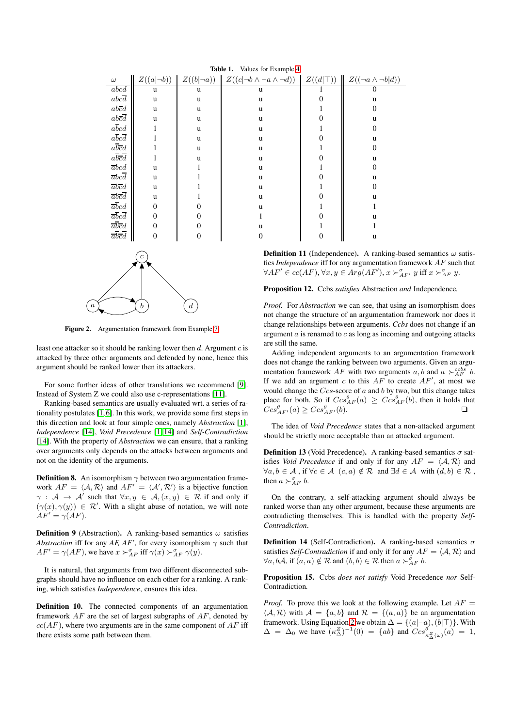**Table 1.** Values for Example 4

| $\omega$ | $Z((a\|\neg b))$ | $Z((b\|\neg a))$ | $Z((c\|\neg b \wedge \neg a \wedge \neg d))$ | $Z((d\|\top))$ | $Z((\neg a \wedge \neg b\|d))$ |
|---|---|---|---|---|---|
| $abcd$ | u | u | u | 1 | 0 |
| $abc\overline{d}$ | u | u | u | 0 | u |
| $ab\overline{c}d$ | u | u | u | 1 | 0 |
| $ab\overline{c}\overline{d}$ | u | u | u | 0 | u |
| $a\overline{b}cd$ | 1 | u | u | 1 | 0 |
| $a\overline{b}c\overline{d}$ | 1 | u | u | 0 | u |
| $a\overline{b}\overline{c}d$ | 1 | u | u | 1 | 0 |
| $a\overline{b}\overline{c}\overline{d}$ | 1 | u | u | 0 | u |
| $\overline{a}bcd$ | u | 1 | u | 1 | 0 |
| $\overline{a}bc\overline{d}$ | u | 1 | u | 0 | u |
| $\overline{a}b\overline{c}d$ | u | 1 | u | 1 | 0 |
| $\overline{a}b\overline{c}\overline{d}$ | u | 1 | u | 0 | u |
| $\overline{a}\overline{b}cd$ | 0 | 0 | u | 1 | 1 |
| $\overline{a}\overline{b}c\overline{d}$ | 0 | 0 | 1 | 0 | u |
| $\overline{a}\overline{b}\overline{c}d$ | 0 | 0 | u | 1 | 1 |
| $\overline{a}\overline{b}\overline{c}\overline{d}$ | 0 | 0 | 0 | 0 | u |

**Figure 2.** Argumentation framework from Example 7

least one attacker so it should be ranking lower then $d$. Argument $c$ is attacked by three other arguments and defended by none, hence this argument should be ranked lower then its attackers.

For some further ideas of other translations we recommend [9]. Instead of System Z we could also use c-representations [11].

Ranking-based semantics are usually evaluated wrt. a series of rationality postulates [1,6]. In this work, we provide some first steps in this direction and look at four simple ones, namely *Abstraction* [1], *Independence* [14], *Void Precedence* [1,14] and *Self-Contradiction* [14]. With the property of *Abstraction* we can ensure, that a ranking over arguments only depends on the attacks between arguments and not on the identity of the arguments.

**Definition 8.** An isomorphism $\gamma$ between two argumentation framework $AF = \langle \mathcal{A}, \mathcal{R} \rangle$ and $AF' = \langle \mathcal{A}', \mathcal{R}' \rangle$ is a bijective function $\gamma : \mathcal{A} \rightarrow \mathcal{A}'$ such that $\forall x, y \in \mathcal{A}, (x, y) \in \mathcal{R}$ if and only if $(\gamma(x), \gamma(y)) \in \mathcal{R}'$. With a slight abuse of notation, we will note $AF' = \gamma(AF)$.

**Definition 9** (Abstraction)**.** A ranking-based semantics $\omega$ satisfies *Abstraction* iff for any *AF, AF'*, for every isomorphism $\gamma$ such that $AF' = \gamma(AF)$, we have $x \succ^{\sigma}_{AF}$ iff $\gamma(x) \succ^{\sigma}_{AF} \gamma(y)$.

It is natural, that arguments from two different disconnected subgraphs should have no influence on each other for a ranking. A ranking, which satisfies *Independence*, ensures this idea.

**Definition 10.** The connected components of an argumentation framework $AF$ are the set of largest subgraphs of $AF$, denoted by $cc(AF)$, where two arguments are in the same component of $AF$ iff there exists some path between them.

**Definition 11** (Independence)**.** A ranking-based semantics $\omega$ satisfies *Independence* iff for any argumentation framework $AF$ such that $\forall AF' \in cc(AF), \forall x, y \in Arg(AF'), x \succ^{\sigma}_{AF'} y$ iff $x \succ^{\sigma}_{AF} y$.

**Proposition 12.** Ccbs *satisfies* Abstraction *and* Independence*.*

*Proof.* For *Abstraction* we can see, that using an isomorphism does not change the structure of an argumentation framework nor does it change relationships between arguments. *Ccbs* does not change if an argument $a$ is renamed to $c$ as long as incoming and outgoing attacks are still the same.

Adding independent arguments to an argumentation framework does not change the ranking between two arguments. Given an argumentation framework $AF$ with two arguments $a, b$ and $a \succ^{ccbs}_{AF} b$. If we add an argument $c$ to this $AF$ to create $AF'$, at most we would change the $Ccs$-score of $a$ and $b$ by two, but this change takes place for both. So if $Ccs^{\theta}_{AF}(a) \geq Ccs^{\theta}_{AF}(b)$, then it holds that $Ccs^{\theta}_{AF'}(a) \geq Ccs^{\theta}_{AF'}(b)$. ❑

The idea of *Void Precedence* states that a non-attacked argument should be strictly more acceptable than an attacked argument.

**Definition 13** (Void Precedence)**.** A ranking-based semantics $\sigma$ satisfies *Void Precedence* if and only if for any $AF = \langle \mathcal{A}, \mathcal{R} \rangle$ and $\forall a, b \in \mathcal{A}$ , if $\forall c \in \mathcal{A}$ $(c, a) \notin \mathcal{R}$ and $\exists d \in \mathcal{A}$ with $(d, b) \in \mathcal{R}$ , then $a \succ^{\sigma}_{AF} b$.

On the contrary, a self-attacking argument should always be ranked worse than any other argument, because these arguments are contradicting themselves. This is handled with the property *Self-Contradiction*.

**Definition 14** (Self-Contradiction)**.** A ranking-based semantics $\sigma$ satisfies *Self-Contradiction* if and only if for any $AF = \langle \mathcal{A}, \mathcal{R} \rangle$ and $\forall a, b\mathcal{A}$, if $(a, a) \notin \mathcal{R}$ and $(b, b) \in \mathcal{R}$ then $a \succ^{\sigma}_{AF} b$.

**Proposition 15.** Ccbs *does not satisfy* Void Precedence *nor* Self-Contradiction*.*

*Proof.* To prove this we look at the following example. Let $AF = \langle \mathcal{A}, \mathcal{R} \rangle$ with $\mathcal{A} = \{a, b\}$ and $\mathcal{R} = \{(a, a)\}$ be an argumentation framework. Using Equation 2 we obtain $\Delta = \{(a|\neg a), (b|\top)\}$. With $\Delta = \Delta_0$ we have $(\kappa^Z_\Delta)^{-1}(0) = \{ab\}$ and $Ccs^{\theta}_{\kappa^Z_\Delta(\omega)}(a) = 1$,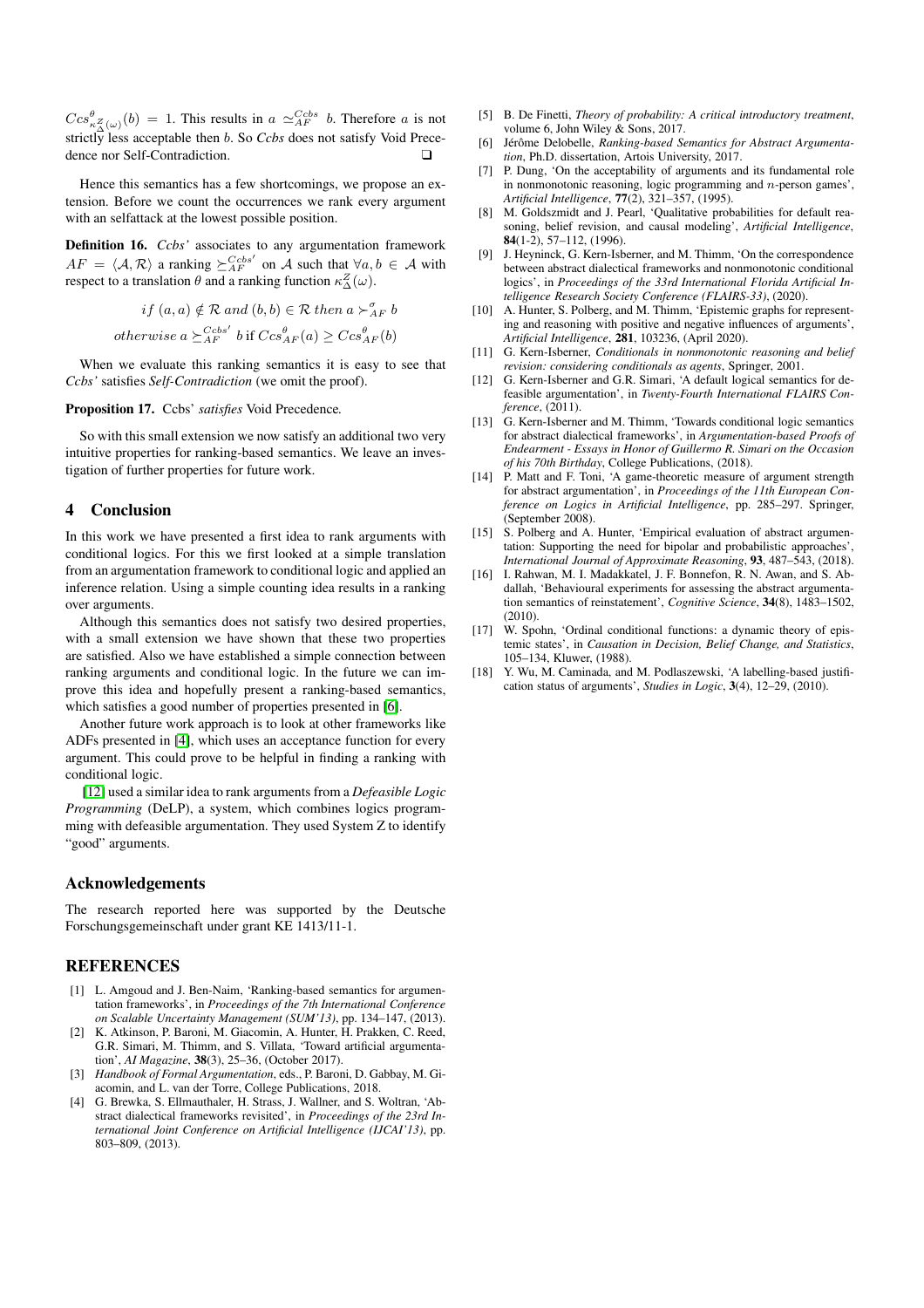$Ccs^{\theta}_{\kappa^Z_{\Delta}(\omega)}(b) = 1$. This results in $a \simeq^{Ccbs}_{AF} b$. Therefore $a$ is not strictly less acceptable then $b$. So *Ccbs* does not satisfy Void Precedence nor Self-Contradiction. ❑

Hence this semantics has a few shortcomings, we propose an extension. Before we count the occurrences we rank every argument with an selfattack at the lowest possible position.

**Definition 16.** *Ccbs'* associates to any argumentation framework $AF = \langle \mathcal{A}, \mathcal{R} \rangle$ a ranking $\succeq^{Ccbs'}_{AF}$ on $\mathcal{A}$ such that $\forall a, b \in \mathcal{A}$ with respect to a translation $\theta$ and a ranking function $\kappa^Z_{\Delta}(\omega)$.

$$if\ (a,a) \notin \mathcal{R}\ and\ (b,b) \in \mathcal{R}\ then\ a \succ^{\sigma}_{AF} b$$

$$otherwise\ a \succeq^{Ccbs'}_{AF} b \text{ if } Ccs^{\theta}_{AF}(a) \geq Ccs^{\theta}_{AF}(b)$$

When we evaluate this ranking semantics it is easy to see that *Ccbs'* satisfies *Self-Contradiction* (we omit the proof).

**Proposition 17.** Ccbs' *satisfies* Void Precedence*.*

So with this small extension we now satisfy an additional two very intuitive properties for ranking-based semantics. We leave an investigation of further properties for future work.

## 4 Conclusion

In this work we have presented a first idea to rank arguments with conditional logics. For this we first looked at a simple translation from an argumentation framework to conditional logic and applied an inference relation. Using a simple counting idea results in a ranking over arguments.

Although this semantics does not satisfy two desired properties, with a small extension we have shown that these two properties are satisfied. Also we have established a simple connection between ranking arguments and conditional logic. In the future we can improve this idea and hopefully present a ranking-based semantics, which satisfies a good number of properties presented in [6].

Another future work approach is to look at other frameworks like ADFs presented in [4], which uses an acceptance function for every argument. This could prove to be helpful in finding a ranking with conditional logic.

[12] used a similar idea to rank arguments from a *Defeasible Logic Programming* (DeLP), a system, which combines logics programming with defeasible argumentation. They used System Z to identify "good" arguments.

## Acknowledgements

The research reported here was supported by the Deutsche Forschungsgemeinschaft under grant KE 1413/11-1.

## REFERENCES

[1] L. Amgoud and J. Ben-Naim, 'Ranking-based semantics for argumentation frameworks', in *Proceedings of the 7th International Conference on Scalable Uncertainty Management (SUM'13)*, pp. 134–147, (2013).

[2] K. Atkinson, P. Baroni, M. Giacomin, A. Hunter, H. Prakken, C. Reed, G.R. Simari, M. Thimm, and S. Villata, 'Toward artificial argumentation', *AI Magazine*, **38**(3), 25–36, (October 2017).

[3] *Handbook of Formal Argumentation*, eds., P. Baroni, D. Gabbay, M. Giacomin, and L. van der Torre, College Publications, 2018.

[4] G. Brewka, S. Ellmauthaler, H. Strass, J. Wallner, and S. Woltran, 'Abstract dialectical frameworks revisited', in *Proceedings of the 23rd International Joint Conference on Artificial Intelligence (IJCAI'13)*, pp. 803–809, (2013).

[5] B. De Finetti, *Theory of probability: A critical introductory treatment*, volume 6, John Wiley & Sons, 2017.

[6] Jérôme Delobelle, *Ranking-based Semantics for Abstract Argumentation*, Ph.D. dissertation, Artois University, 2017.

[7] P. Dung, 'On the acceptability of arguments and its fundamental role in nonmonotonic reasoning, logic programming and $n$-person games', *Artificial Intelligence*, **77**(2), 321–357, (1995).

[8] M. Goldszmidt and J. Pearl, 'Qualitative probabilities for default reasoning, belief revision, and causal modeling', *Artificial Intelligence*, **84**(1-2), 57–112, (1996).

[9] J. Heyninck, G. Kern-Isberner, and M. Thimm, 'On the correspondence between abstract dialectical frameworks and nonmonotonic conditional logics', in *Proceedings of the 33rd International Florida Artificial Intelligence Research Society Conference (FLAIRS-33)*, (2020).

[10] A. Hunter, S. Polberg, and M. Thimm, 'Epistemic graphs for representing and reasoning with positive and negative influences of arguments', *Artificial Intelligence*, **281**, 103236, (April 2020).

[11] G. Kern-Isberner, *Conditionals in nonmonotonic reasoning and belief revision: considering conditionals as agents*, Springer, 2001.

[12] G. Kern-Isberner and G.R. Simari, 'A default logical semantics for defeasible argumentation', in *Twenty-Fourth International FLAIRS Conference*, (2011).

[13] G. Kern-Isberner and M. Thimm, 'Towards conditional logic semantics for abstract dialectical frameworks', in *Argumentation-based Proofs of Endearment - Essays in Honor of Guillermo R. Simari on the Occasion of his 70th Birthday*, College Publications, (2018).

[14] P. Matt and F. Toni, 'A game-theoretic measure of argument strength for abstract argumentation', in *Proceedings of the 11th European Conference on Logics in Artificial Intelligence*, pp. 285–297. Springer, (September 2008).

[15] S. Polberg and A. Hunter, 'Empirical evaluation of abstract argumentation: Supporting the need for bipolar and probabilistic approaches', *International Journal of Approximate Reasoning*, **93**, 487–543, (2018).

[16] I. Rahwan, M. I. Madakkatel, J. F. Bonnefon, R. N. Awan, and S. Abdallah, 'Behavioural experiments for assessing the abstract argumentation semantics of reinstatement', *Cognitive Science*, **34**(8), 1483–1502, (2010).

[17] W. Spohn, 'Ordinal conditional functions: a dynamic theory of epistemic states', in *Causation in Decision, Belief Change, and Statistics*, 105–134, Kluwer, (1988).

[18] Y. Wu, M. Caminada, and M. Podlaszewski, 'A labelling-based justification status of arguments', *Studies in Logic*, **3**(4), 12–29, (2010).